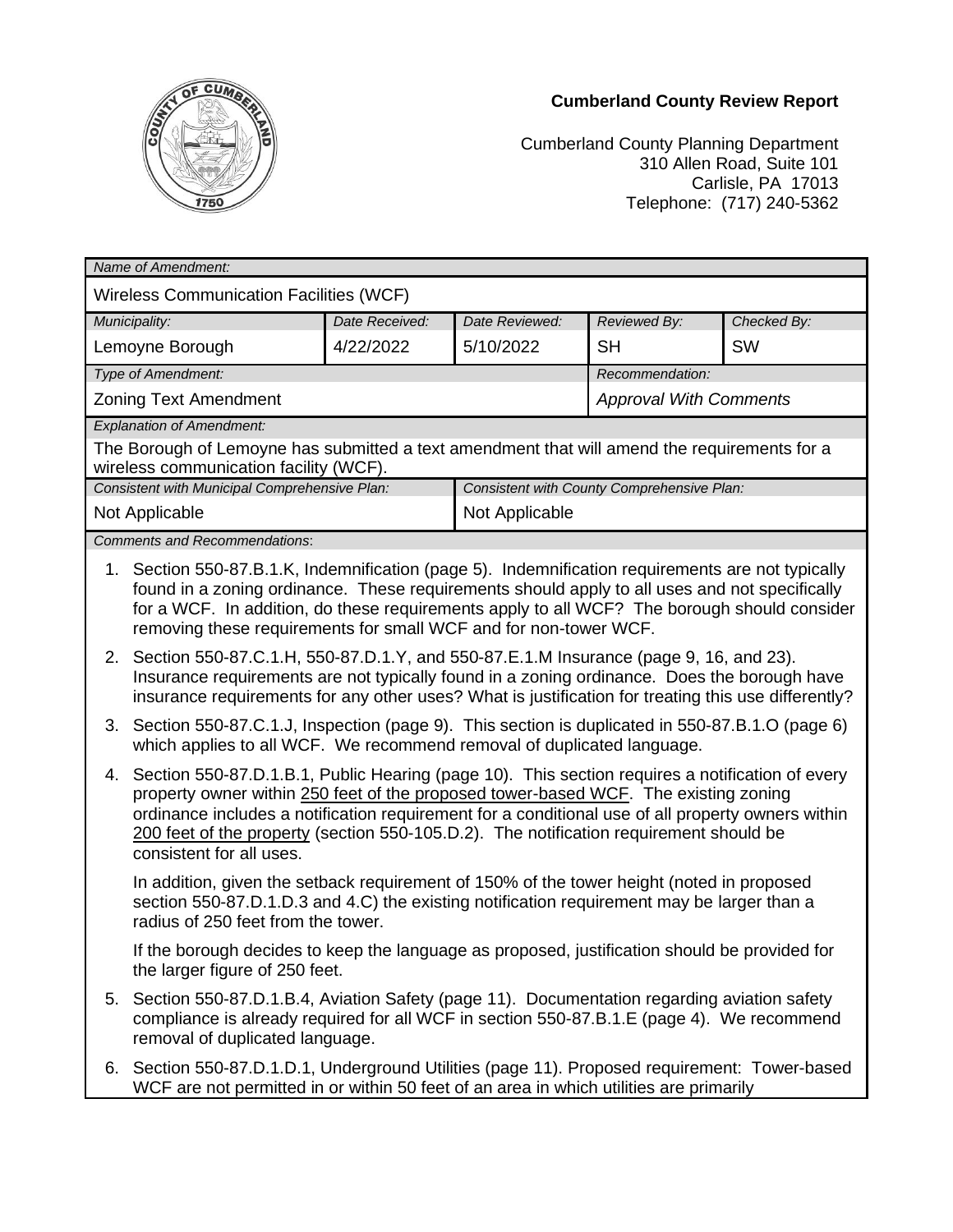**Cumberland County Review Report**

Cumberland County Planning Department
310 Allen Road, Suite 101
Carlisle, PA 17013
Telephone: (717) 240-5362

| *Name of Amendment:* | | | | |
|---|---|---|---|---|
| Wireless Communication Facilities (WCF) | | | | |
| *Municipality:* | *Date Received:* | *Date Reviewed:* | *Reviewed By:* | *Checked By:* |
| Lemoyne Borough | 4/22/2022 | 5/10/2022 | SH | SW |
| *Type of Amendment:* | | | *Recommendation:* | |
| Zoning Text Amendment | | | *Approval With Comments* | |
| *Explanation of Amendment:* | | | | |
| The Borough of Lemoyne has submitted a text amendment that will amend the requirements for a wireless communication facility (WCF). | | | | |
| *Consistent with Municipal Comprehensive Plan:* | | *Consistent with County Comprehensive Plan:* | | |
| Not Applicable | | Not Applicable | | |

*Comments and Recommendations*:

1. Section 550-87.B.1.K, Indemnification (page 5). Indemnification requirements are not typically found in a zoning ordinance. These requirements should apply to all uses and not specifically for a WCF. In addition, do these requirements apply to all WCF? The borough should consider removing these requirements for small WCF and for non-tower WCF.

2. Section 550-87.C.1.H, 550-87.D.1.Y, and 550-87.E.1.M Insurance (page 9, 16, and 23). Insurance requirements are not typically found in a zoning ordinance. Does the borough have insurance requirements for any other uses? What is justification for treating this use differently?

3. Section 550-87.C.1.J, Inspection (page 9). This section is duplicated in 550-87.B.1.O (page 6) which applies to all WCF. We recommend removal of duplicated language.

4. Section 550-87.D.1.B.1, Public Hearing (page 10). This section requires a notification of every property owner within 250 feet of the proposed tower-based WCF. The existing zoning ordinance includes a notification requirement for a conditional use of all property owners within 200 feet of the property (section 550-105.D.2). The notification requirement should be consistent for all uses.

   In addition, given the setback requirement of 150% of the tower height (noted in proposed section 550-87.D.1.D.3 and 4.C) the existing notification requirement may be larger than a radius of 250 feet from the tower.

   If the borough decides to keep the language as proposed, justification should be provided for the larger figure of 250 feet.

5. Section 550-87.D.1.B.4, Aviation Safety (page 11). Documentation regarding aviation safety compliance is already required for all WCF in section 550-87.B.1.E (page 4). We recommend removal of duplicated language.

6. Section 550-87.D.1.D.1, Underground Utilities (page 11). Proposed requirement: Tower-based WCF are not permitted in or within 50 feet of an area in which utilities are primarily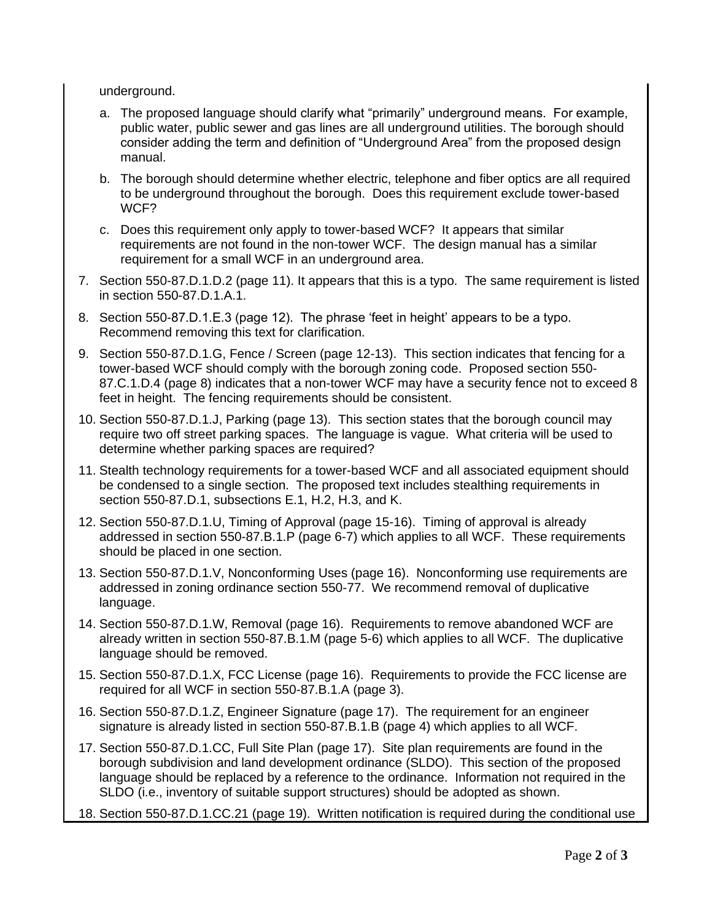underground.

a. The proposed language should clarify what “primarily” underground means. For example, public water, public sewer and gas lines are all underground utilities. The borough should consider adding the term and definition of “Underground Area” from the proposed design manual.

b. The borough should determine whether electric, telephone and fiber optics are all required to be underground throughout the borough. Does this requirement exclude tower-based WCF?

c. Does this requirement only apply to tower-based WCF? It appears that similar requirements are not found in the non-tower WCF. The design manual has a similar requirement for a small WCF in an underground area.

7. Section 550-87.D.1.D.2 (page 11). It appears that this is a typo. The same requirement is listed in section 550-87.D.1.A.1.

8. Section 550-87.D.1.E.3 (page 12). The phrase ‘feet in height’ appears to be a typo. Recommend removing this text for clarification.

9. Section 550-87.D.1.G, Fence / Screen (page 12-13). This section indicates that fencing for a tower-based WCF should comply with the borough zoning code. Proposed section 550-87.C.1.D.4 (page 8) indicates that a non-tower WCF may have a security fence not to exceed 8 feet in height. The fencing requirements should be consistent.

10. Section 550-87.D.1.J, Parking (page 13). This section states that the borough council may require two off street parking spaces. The language is vague. What criteria will be used to determine whether parking spaces are required?

11. Stealth technology requirements for a tower-based WCF and all associated equipment should be condensed to a single section. The proposed text includes stealthing requirements in section 550-87.D.1, subsections E.1, H.2, H.3, and K.

12. Section 550-87.D.1.U, Timing of Approval (page 15-16). Timing of approval is already addressed in section 550-87.B.1.P (page 6-7) which applies to all WCF. These requirements should be placed in one section.

13. Section 550-87.D.1.V, Nonconforming Uses (page 16). Nonconforming use requirements are addressed in zoning ordinance section 550-77. We recommend removal of duplicative language.

14. Section 550-87.D.1.W, Removal (page 16). Requirements to remove abandoned WCF are already written in section 550-87.B.1.M (page 5-6) which applies to all WCF. The duplicative language should be removed.

15. Section 550-87.D.1.X, FCC License (page 16). Requirements to provide the FCC license are required for all WCF in section 550-87.B.1.A (page 3).

16. Section 550-87.D.1.Z, Engineer Signature (page 17). The requirement for an engineer signature is already listed in section 550-87.B.1.B (page 4) which applies to all WCF.

17. Section 550-87.D.1.CC, Full Site Plan (page 17). Site plan requirements are found in the borough subdivision and land development ordinance (SLDO). This section of the proposed language should be replaced by a reference to the ordinance. Information not required in the SLDO (i.e., inventory of suitable support structures) should be adopted as shown.

18. Section 550-87.D.1.CC.21 (page 19). Written notification is required during the conditional use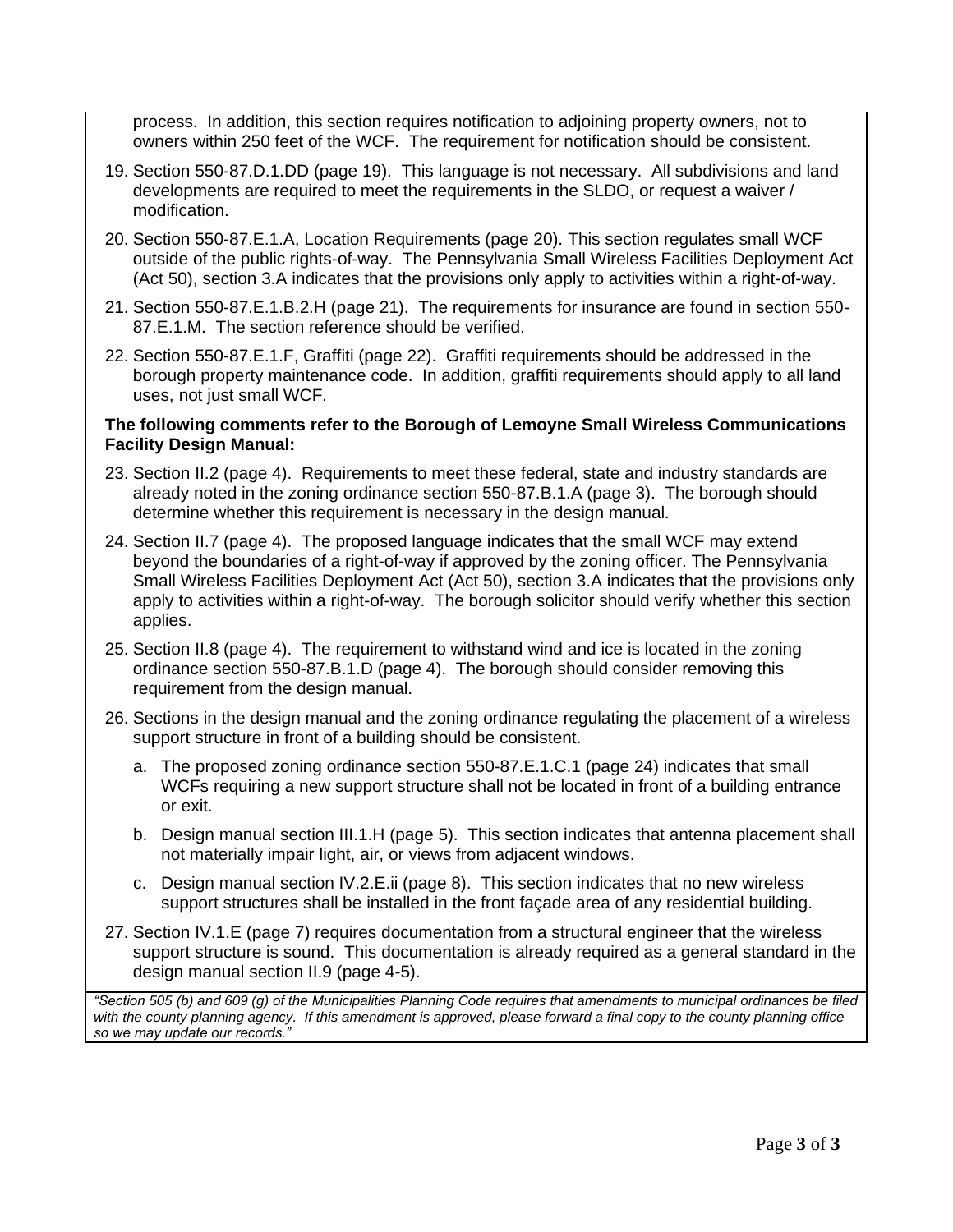process. In addition, this section requires notification to adjoining property owners, not to owners within 250 feet of the WCF. The requirement for notification should be consistent.

19. Section 550-87.D.1.DD (page 19). This language is not necessary. All subdivisions and land developments are required to meet the requirements in the SLDO, or request a waiver / modification.
20. Section 550-87.E.1.A, Location Requirements (page 20). This section regulates small WCF outside of the public rights-of-way. The Pennsylvania Small Wireless Facilities Deployment Act (Act 50), section 3.A indicates that the provisions only apply to activities within a right-of-way.
21. Section 550-87.E.1.B.2.H (page 21). The requirements for insurance are found in section 550-87.E.1.M. The section reference should be verified.
22. Section 550-87.E.1.F, Graffiti (page 22). Graffiti requirements should be addressed in the borough property maintenance code. In addition, graffiti requirements should apply to all land uses, not just small WCF.

**The following comments refer to the Borough of Lemoyne Small Wireless Communications Facility Design Manual:**

23. Section II.2 (page 4). Requirements to meet these federal, state and industry standards are already noted in the zoning ordinance section 550-87.B.1.A (page 3). The borough should determine whether this requirement is necessary in the design manual.
24. Section II.7 (page 4). The proposed language indicates that the small WCF may extend beyond the boundaries of a right-of-way if approved by the zoning officer. The Pennsylvania Small Wireless Facilities Deployment Act (Act 50), section 3.A indicates that the provisions only apply to activities within a right-of-way. The borough solicitor should verify whether this section applies.
25. Section II.8 (page 4). The requirement to withstand wind and ice is located in the zoning ordinance section 550-87.B.1.D (page 4). The borough should consider removing this requirement from the design manual.
26. Sections in the design manual and the zoning ordinance regulating the placement of a wireless support structure in front of a building should be consistent.
    a. The proposed zoning ordinance section 550-87.E.1.C.1 (page 24) indicates that small WCFs requiring a new support structure shall not be located in front of a building entrance or exit.
    b. Design manual section III.1.H (page 5). This section indicates that antenna placement shall not materially impair light, air, or views from adjacent windows.
    c. Design manual section IV.2.E.ii (page 8). This section indicates that no new wireless support structures shall be installed in the front façade area of any residential building.
27. Section IV.1.E (page 7) requires documentation from a structural engineer that the wireless support structure is sound. This documentation is already required as a general standard in the design manual section II.9 (page 4-5).

*"Section 505 (b) and 609 (g) of the Municipalities Planning Code requires that amendments to municipal ordinances be filed with the county planning agency. If this amendment is approved, please forward a final copy to the county planning office so we may update our records."*